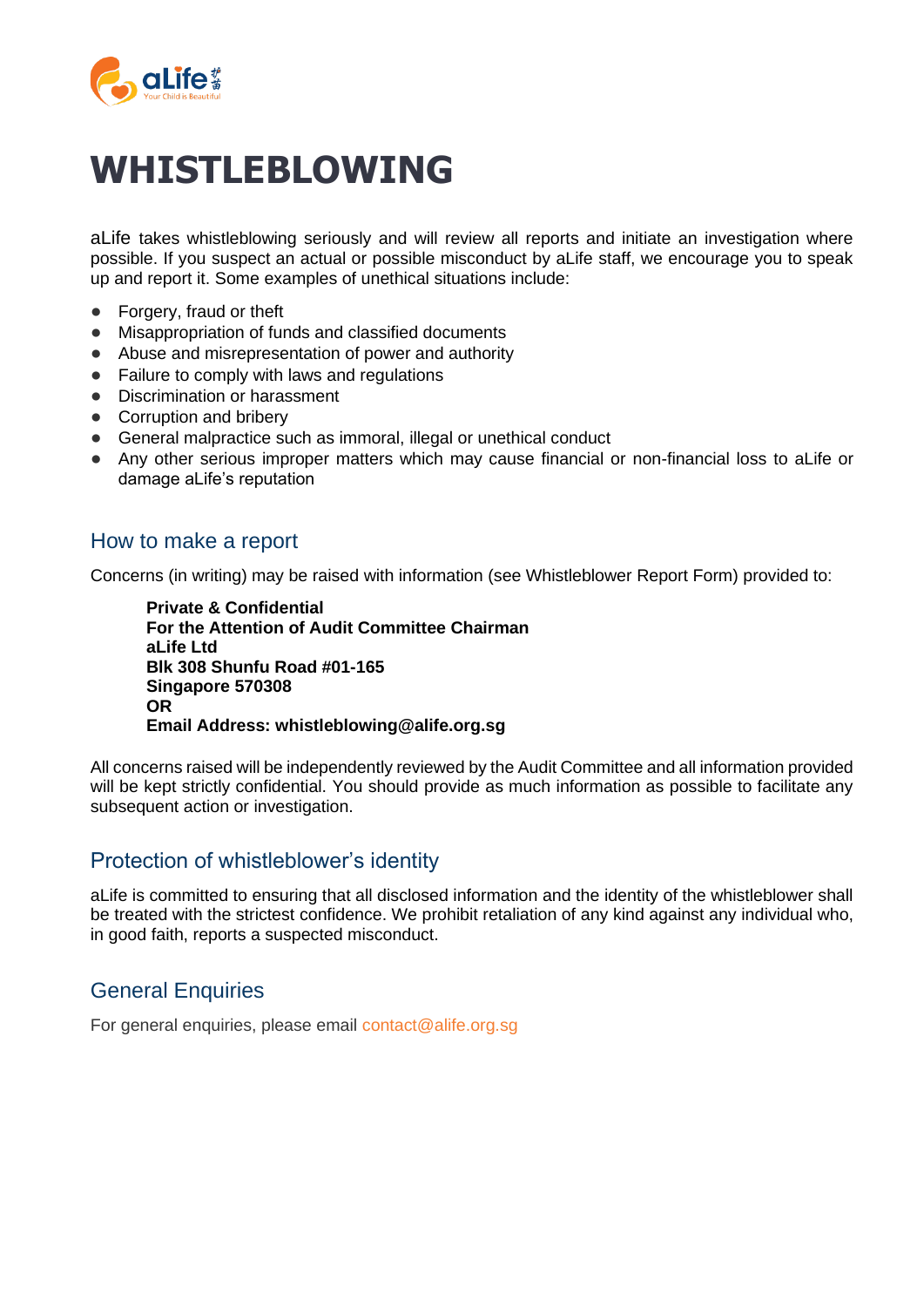# WHISTLEBLOWING

aLife takes whistleblowing seriously and will review all reports and initiate an investigation where possible. If you suspect an actual or possible misconduct by aLife staff, we encourage you to speak up and report it. Some examples of unethical situations include:

- Forgery, fraud or theft
- Misappropriation of funds and classified documents
- Abuse and misrepresentation of power and authority
- Failure to comply with laws and regulations
- Discrimination or harassment
- Corruption and bribery
- General malpractice such as immoral, illegal or unethical conduct
- Any other serious improper matters which may cause financial or non-financial loss to aLife or damage aLife's reputation

## How to make a report

Concerns (in writing) may be raised with information (see Whistleblower Report Form) provided to:

> **Private & Confidential**
> **For the Attention of Audit Committee Chairman**
> **aLife Ltd**
> **Blk 308 Shunfu Road #01-165**
> **Singapore 570308**
> **OR**
> **Email Address: whistleblowing@alife.org.sg**

All concerns raised will be independently reviewed by the Audit Committee and all information provided will be kept strictly confidential. You should provide as much information as possible to facilitate any subsequent action or investigation.

## Protection of whistleblower's identity

aLife is committed to ensuring that all disclosed information and the identity of the whistleblower shall be treated with the strictest confidence. We prohibit retaliation of any kind against any individual who, in good faith, reports a suspected misconduct.

## General Enquiries

For general enquiries, please email contact@alife.org.sg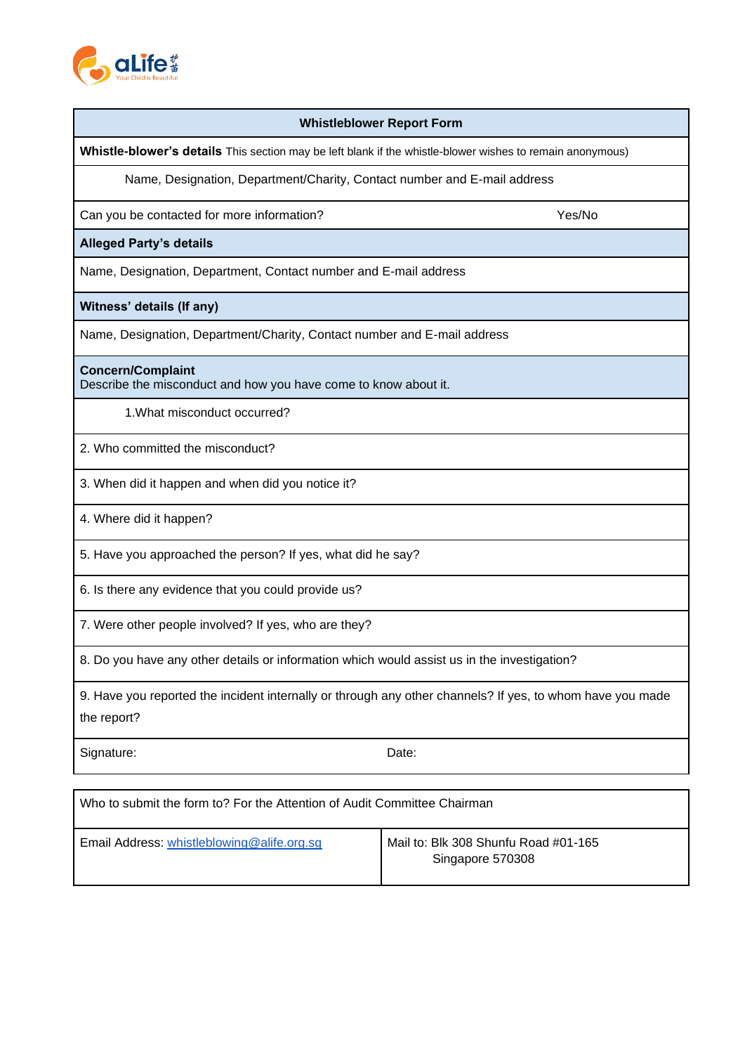aLife 护苗
Your Child is Beautiful

| Whistleblower Report Form | |
|---|---|
| **Whistle-blower's details** This section may be left blank if the whistle-blower wishes to remain anonymous) | |
| Name, Designation, Department/Charity, Contact number and E-mail address | |
| Can you be contacted for more information? | Yes/No |
| **Alleged Party's details** | |
| Name, Designation, Department, Contact number and E-mail address | |
| **Witness' details (If any)** | |
| Name, Designation, Department/Charity, Contact number and E-mail address | |
| **Concern/Complaint** Describe the misconduct and how you have come to know about it. | |
| 1.What misconduct occurred? | |
| 2. Who committed the misconduct? | |
| 3. When did it happen and when did you notice it? | |
| 4. Where did it happen? | |
| 5. Have you approached the person? If yes, what did he say? | |
| 6. Is there any evidence that you could provide us? | |
| 7. Were other people involved? If yes, who are they? | |
| 8. Do you have any other details or information which would assist us in the investigation? | |
| 9. Have you reported the incident internally or through any other channels? If yes, to whom have you made the report? | |
| Signature: | Date: |

| Who to submit the form to? For the Attention of Audit Committee Chairman | |
|---|---|
| Email Address: whistleblowing@alife.org.sg | Mail to: Blk 308 Shunfu Road #01-165 Singapore 570308 |